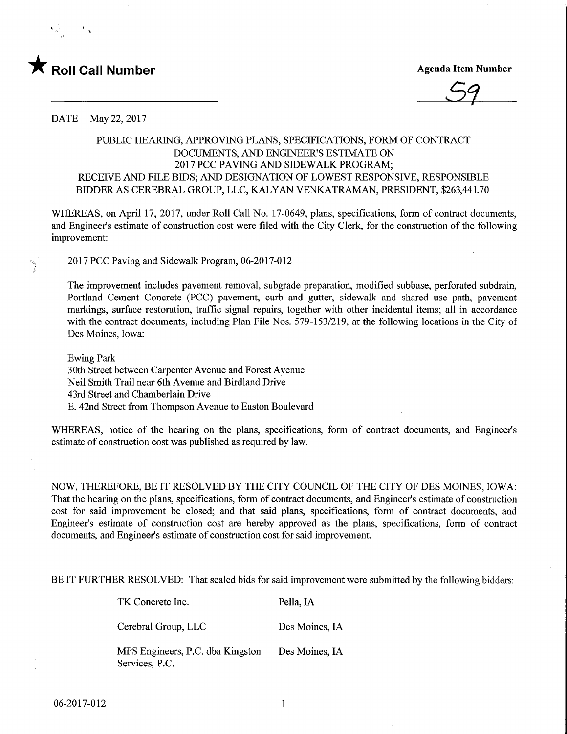★ **Roll Call Number**

**Agenda Item Number**

59

DATE May 22, 2017

PUBLIC HEARING, APPROVING PLANS, SPECIFICATIONS, FORM OF CONTRACT DOCUMENTS, AND ENGINEER'S ESTIMATE ON 2017 PCC PAVING AND SIDEWALK PROGRAM; RECEIVE AND FILE BIDS; AND DESIGNATION OF LOWEST RESPONSIVE, RESPONSIBLE BIDDER AS CEREBRAL GROUP, LLC, KALYAN VENKATRAMAN, PRESIDENT, $263,441.70

WHEREAS, on April 17, 2017, under Roll Call No. 17-0649, plans, specifications, form of contract documents, and Engineer's estimate of construction cost were filed with the City Clerk, for the construction of the following improvement:

2017 PCC Paving and Sidewalk Program, 06-2017-012

The improvement includes pavement removal, subgrade preparation, modified subbase, perforated subdrain, Portland Cement Concrete (PCC) pavement, curb and gutter, sidewalk and shared use path, pavement markings, surface restoration, traffic signal repairs, together with other incidental items; all in accordance with the contract documents, including Plan File Nos. 579-153/219, at the following locations in the City of Des Moines, Iowa:

Ewing Park
30th Street between Carpenter Avenue and Forest Avenue
Neil Smith Trail near 6th Avenue and Birdland Drive
43rd Street and Chamberlain Drive
E. 42nd Street from Thompson Avenue to Easton Boulevard

WHEREAS, notice of the hearing on the plans, specifications, form of contract documents, and Engineer's estimate of construction cost was published as required by law.

NOW, THEREFORE, BE IT RESOLVED BY THE CITY COUNCIL OF THE CITY OF DES MOINES, IOWA: That the hearing on the plans, specifications, form of contract documents, and Engineer's estimate of construction cost for said improvement be closed; and that said plans, specifications, form of contract documents, and Engineer's estimate of construction cost are hereby approved as the plans, specifications, form of contract documents, and Engineer's estimate of construction cost for said improvement.

BE IT FURTHER RESOLVED: That sealed bids for said improvement were submitted by the following bidders:

| | |
|---|---|
| TK Concrete Inc. | Pella, IA |
| Cerebral Group, LLC | Des Moines, IA |
| MPS Engineers, P.C. dba Kingston Services, P.C. | Des Moines, IA |

06-2017-012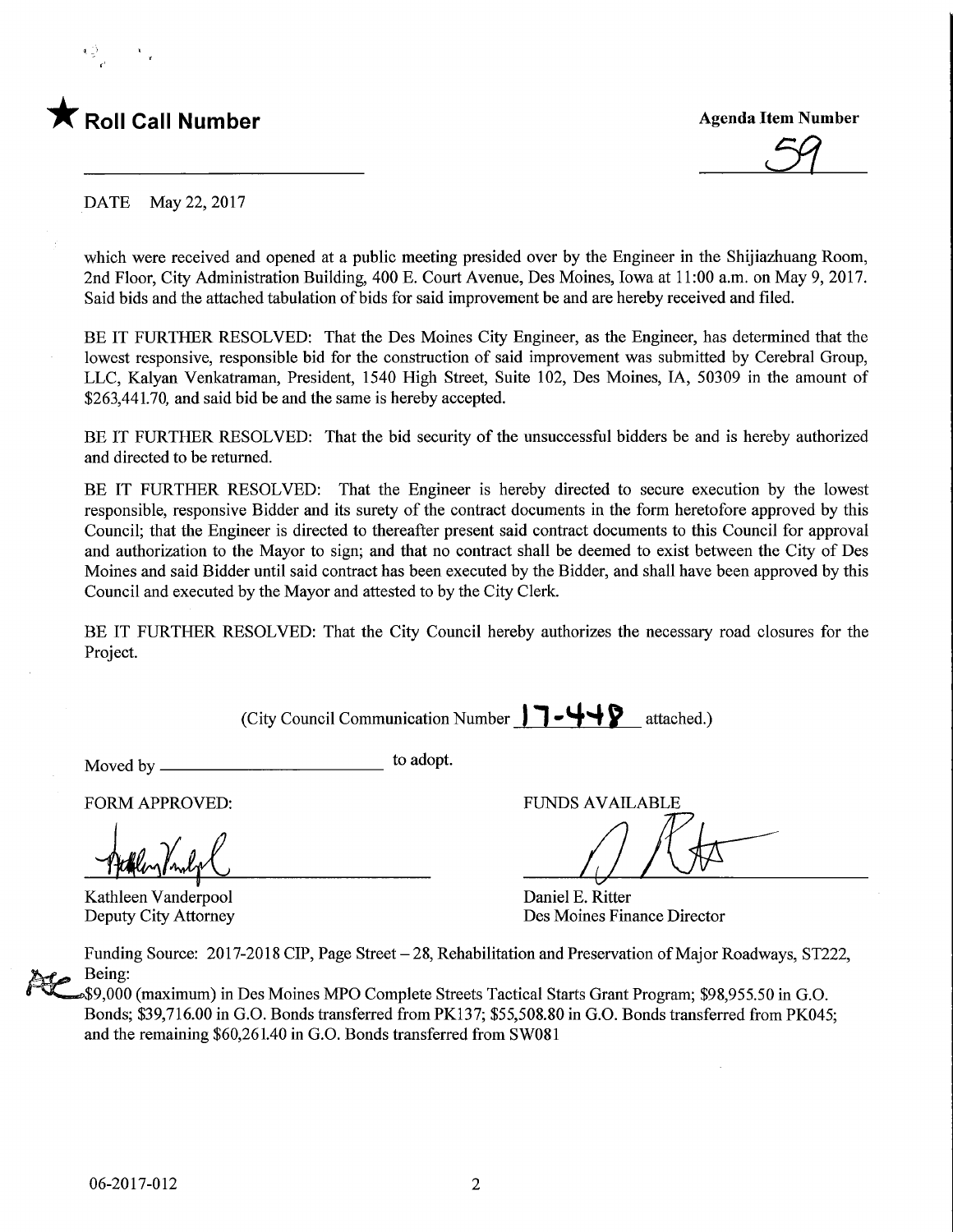★ **Roll Call Number**

**Agenda Item Number**

59

DATE May 22, 2017

which were received and opened at a public meeting presided over by the Engineer in the Shijiazhuang Room, 2nd Floor, City Administration Building, 400 E. Court Avenue, Des Moines, Iowa at 11:00 a.m. on May 9, 2017. Said bids and the attached tabulation of bids for said improvement be and are hereby received and filed.

BE IT FURTHER RESOLVED: That the Des Moines City Engineer, as the Engineer, has determined that the lowest responsive, responsible bid for the construction of said improvement was submitted by Cerebral Group, LLC, Kalyan Venkatraman, President, 1540 High Street, Suite 102, Des Moines, IA, 50309 in the amount of $263,441.70, and said bid be and the same is hereby accepted.

BE IT FURTHER RESOLVED: That the bid security of the unsuccessful bidders be and is hereby authorized and directed to be returned.

BE IT FURTHER RESOLVED: That the Engineer is hereby directed to secure execution by the lowest responsible, responsive Bidder and its surety of the contract documents in the form heretofore approved by this Council; that the Engineer is directed to thereafter present said contract documents to this Council for approval and authorization to the Mayor to sign; and that no contract shall be deemed to exist between the City of Des Moines and said Bidder until said contract has been executed by the Bidder, and shall have been approved by this Council and executed by the Mayor and attested to by the City Clerk.

BE IT FURTHER RESOLVED: That the City Council hereby authorizes the necessary road closures for the Project.

(City Council Communication Number 17-448 attached.)

Moved by ______________________ to adopt.

FORM APPROVED:

Kathleen Vanderpool
Deputy City Attorney

FUNDS AVAILABLE

Daniel E. Ritter
Des Moines Finance Director

Funding Source: 2017-2018 CIP, Page Street – 28, Rehabilitation and Preservation of Major Roadways, ST222, Being:
$9,000 (maximum) in Des Moines MPO Complete Streets Tactical Starts Grant Program; $98,955.50 in G.O. Bonds; $39,716.00 in G.O. Bonds transferred from PK137; $55,508.80 in G.O. Bonds transferred from PK045; and the remaining $60,261.40 in G.O. Bonds transferred from SW081

06-2017-012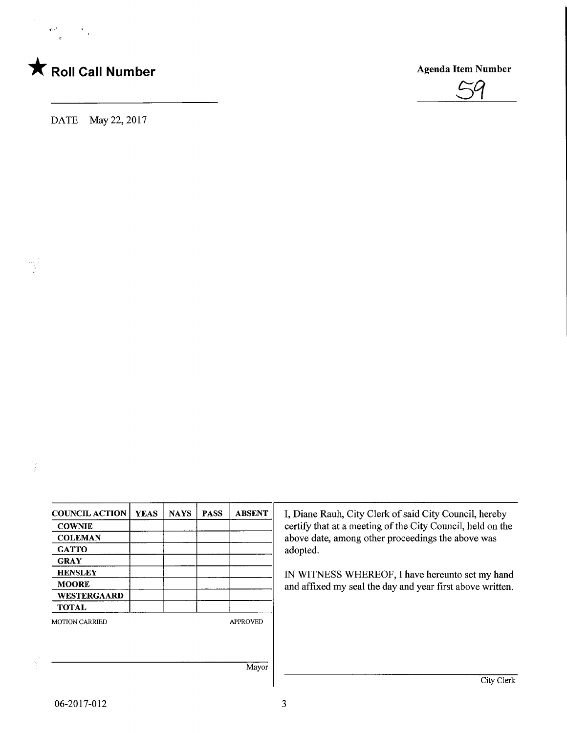★ **Roll Call Number**

**Agenda Item Number**

59

DATE May 22, 2017

| COUNCIL ACTION | YEAS | NAYS | PASS | ABSENT |
| --- | --- | --- | --- | --- |
| COWNIE | | | | |
| COLEMAN | | | | |
| GATTO | | | | |
| GRAY | | | | |
| HENSLEY | | | | |
| MOORE | | | | |
| WESTERGAARD | | | | |
| TOTAL | | | | |

MOTION CARRIED APPROVED

Mayor

I, Diane Rauh, City Clerk of said City Council, hereby certify that at a meeting of the City Council, held on the above date, among other proceedings the above was adopted.

IN WITNESS WHEREOF, I have hereunto set my hand and affixed my seal the day and year first above written.

City Clerk

06-2017-012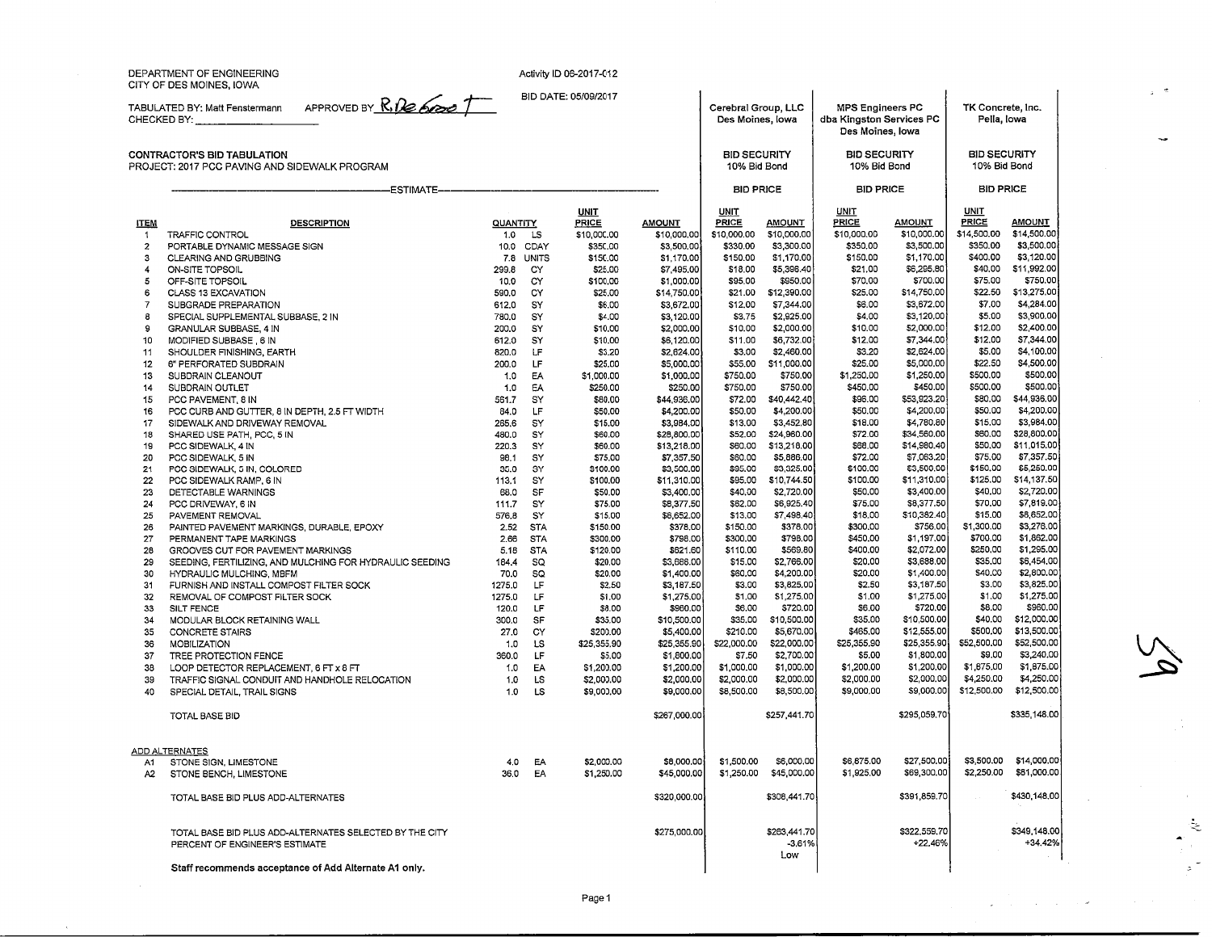DEPARTMENT OF ENGINEERING
CITY OF DES MOINES, IOWA

Activity ID 06-2017-012

BID DATE: 05/09/2017

TABULATED BY: Matt Fenstermann APPROVED BY R. DeGroot
CHECKED BY: ____________________

**CONTRACTOR'S BID TABULATION**
PROJECT: 2017 PCC PAVING AND SIDEWALK PROGRAM

| | | ESTIMATE | | | | Cerebral Group, LLC Des Moines, Iowa | | MPS Engineers PC dba Kingston Services PC Des Moines, Iowa | | TK Concrete, Inc. Pella, Iowa | |
|---|---|---|---|---|---|---|---|---|---|---|---|
| | | | | | | BID SECURITY 10% Bid Bond | | BID SECURITY 10% Bid Bond | | BID SECURITY 10% Bid Bond | |
| | | | | | | BID PRICE | | BID PRICE | | BID PRICE | |
| ITEM | DESCRIPTION | QUANTITY | | UNIT PRICE | AMOUNT | UNIT PRICE | AMOUNT | UNIT PRICE | AMOUNT | UNIT PRICE | AMOUNT |
| 1 | TRAFFIC CONTROL | 1.0 | LS | $10,000.00 | $10,000.00 | $10,000.00 | $10,000.00 | $10,000.00 | $10,000.00 | $14,500.00 | $14,500.00 |
| 2 | PORTABLE DYNAMIC MESSAGE SIGN | 10.0 | CDAY | $350.00 | $3,500.00 | $330.00 | $3,300.00 | $350.00 | $3,500.00 | $350.00 | $3,500.00 |
| 3 | CLEARING AND GRUBBING | 7.8 | UNITS | $150.00 | $1,170.00 | $150.00 | $1,170.00 | $150.00 | $1,170.00 | $400.00 | $3,120.00 |
| 4 | ON-SITE TOPSOIL | 299.8 | CY | $25.00 | $7,495.00 | $18.00 | $5,396.40 | $21.00 | $6,295.80 | $40.00 | $11,992.00 |
| 5 | OFF-SITE TOPSOIL | 10.0 | CY | $100.00 | $1,000.00 | $95.00 | $950.00 | $70.00 | $700.00 | $75.00 | $750.00 |
| 6 | CLASS 13 EXCAVATION | 590.0 | CY | $25.00 | $14,750.00 | $21.00 | $12,390.00 | $25.00 | $14,750.00 | $22.50 | $13,275.00 |
| 7 | SUBGRADE PREPARATION | 612.0 | SY | $6.00 | $3,672.00 | $12.00 | $7,344.00 | $6.00 | $3,672.00 | $7.00 | $4,284.00 |
| 8 | SPECIAL SUPPLEMENTAL SUBBASE, 2 IN | 780.0 | SY | $4.00 | $3,120.00 | $3.75 | $2,925.00 | $4.00 | $3,120.00 | $5.00 | $3,900.00 |
| 9 | GRANULAR SUBBASE, 4 IN | 200.0 | SY | $10.00 | $2,000.00 | $10.00 | $2,000.00 | $10.00 | $2,000.00 | $12.00 | $2,400.00 |
| 10 | MODIFIED SUBBASE, 6 IN | 612.0 | SY | $10.00 | $6,120.00 | $11.00 | $6,732.00 | $12.00 | $7,344.00 | $12.00 | $7,344.00 |
| 11 | SHOULDER FINISHING, EARTH | 820.0 | LF | $3.20 | $2,624.00 | $3.00 | $2,460.00 | $3.20 | $2,624.00 | $5.00 | $4,100.00 |
| 12 | 6" PERFORATED SUBDRAIN | 200.0 | LF | $25.00 | $5,000.00 | $55.00 | $11,000.00 | $25.00 | $5,000.00 | $22.50 | $4,500.00 |
| 13 | SUBDRAIN CLEANOUT | 1.0 | EA | $1,000.00 | $1,000.00 | $750.00 | $750.00 | $1,250.00 | $1,250.00 | $500.00 | $500.00 |
| 14 | SUBDRAIN OUTLET | 1.0 | EA | $250.00 | $250.00 | $750.00 | $750.00 | $450.00 | $450.00 | $500.00 | $500.00 |
| 15 | PCC PAVEMENT, 8 IN | 561.7 | SY | $80.00 | $44,936.00 | $72.00 | $40,442.40 | $96.00 | $53,923.20 | $80.00 | $44,936.00 |
| 16 | PCC CURB AND GUTTER, 8 IN DEPTH, 2.5 FT WIDTH | 84.0 | LF | $50.00 | $4,200.00 | $50.00 | $4,200.00 | $50.00 | $4,200.00 | $50.00 | $4,200.00 |
| 17 | SIDEWALK AND DRIVEWAY REMOVAL | 265.6 | SY | $15.00 | $3,984.00 | $13.00 | $3,452.80 | $18.00 | $4,780.80 | $15.00 | $3,984.00 |
| 18 | SHARED USE PATH, PCC, 5 IN | 480.0 | SY | $60.00 | $28,800.00 | $52.00 | $24,960.00 | $72.00 | $34,560.00 | $60.00 | $28,800.00 |
| 19 | PCC SIDEWALK, 4 IN | 220.3 | SY | $60.00 | $13,218.00 | $60.00 | $13,218.00 | $68.00 | $14,980.40 | $50.00 | $11,015.00 |
| 20 | PCC SIDEWALK, 5 IN | 98.1 | SY | $75.00 | $7,357.50 | $60.00 | $5,886.00 | $72.00 | $7,063.20 | $75.00 | $7,357.50 |
| 21 | PCC SIDEWALK, 5 IN, COLORED | 35.0 | SY | $100.00 | $3,500.00 | $95.00 | $3,325.00 | $100.00 | $3,500.00 | $150.00 | $5,250.00 |
| 22 | PCC SIDEWALK RAMP, 6 IN | 113.1 | SY | $100.00 | $11,310.00 | $95.00 | $10,744.50 | $100.00 | $11,310.00 | $125.00 | $14,137.50 |
| 23 | DETECTABLE WARNINGS | 68.0 | SF | $50.00 | $3,400.00 | $40.00 | $2,720.00 | $50.00 | $3,400.00 | $40.00 | $2,720.00 |
| 24 | PCC DRIVEWAY, 6 IN | 111.7 | SY | $75.00 | $8,377.50 | $62.00 | $6,925.40 | $75.00 | $8,377.50 | $70.00 | $7,819.00 |
| 25 | PAVEMENT REMOVAL | 576.8 | SY | $15.00 | $8,652.00 | $13.00 | $7,498.40 | $18.00 | $10,382.40 | $15.00 | $8,652.00 |
| 26 | PAINTED PAVEMENT MARKINGS, DURABLE, EPOXY | 2.52 | STA | $150.00 | $378.00 | $150.00 | $378.00 | $300.00 | $756.00 | $1,300.00 | $3,276.00 |
| 27 | PERMANENT TAPE MARKINGS | 2.66 | STA | $300.00 | $798.00 | $300.00 | $798.00 | $450.00 | $1,197.00 | $700.00 | $1,862.00 |
| 28 | GROOVES CUT FOR PAVEMENT MARKINGS | 5.18 | STA | $120.00 | $621.60 | $110.00 | $569.80 | $400.00 | $2,072.00 | $250.00 | $1,295.00 |
| 29 | SEEDING, FERTILIZING, AND MULCHING FOR HYDRAULIC SEEDING | 184.4 | SQ | $20.00 | $3,688.00 | $15.00 | $2,766.00 | $20.00 | $3,688.00 | $35.00 | $6,454.00 |
| 30 | HYDRAULIC MULCHING, MBFM | 70.0 | SQ | $20.00 | $1,400.00 | $60.00 | $4,200.00 | $20.00 | $1,400.00 | $40.00 | $2,800.00 |
| 31 | FURNISH AND INSTALL COMPOST FILTER SOCK | 1275.0 | LF | $2.50 | $3,187.50 | $3.00 | $3,825.00 | $2.50 | $3,187.50 | $3.00 | $3,825.00 |
| 32 | REMOVAL OF COMPOST FILTER SOCK | 1275.0 | LF | $1.00 | $1,275.00 | $1.00 | $1,275.00 | $1.00 | $1,275.00 | $1.00 | $1,275.00 |
| 33 | SILT FENCE | 120.0 | LF | $8.00 | $960.00 | $6.00 | $720.00 | $6.00 | $720.00 | $8.00 | $960.00 |
| 34 | MODULAR BLOCK RETAINING WALL | 300.0 | SF | $35.00 | $10,500.00 | $35.00 | $10,500.00 | $35.00 | $10,500.00 | $40.00 | $12,000.00 |
| 35 | CONCRETE STAIRS | 27.0 | CY | $200.00 | $5,400.00 | $210.00 | $5,670.00 | $465.00 | $12,555.00 | $500.00 | $13,500.00 |
| 36 | MOBILIZATION | 1.0 | LS | $25,355.90 | $25,355.90 | $22,000.00 | $22,000.00 | $25,355.90 | $25,355.90 | $52,500.00 | $52,500.00 |
| 37 | TREE PROTECTION FENCE | 360.0 | LF | $5.00 | $1,800.00 | $7.50 | $2,700.00 | $5.00 | $1,800.00 | $9.00 | $3,240.00 |
| 38 | LOOP DETECTOR REPLACEMENT, 6 FT x 6 FT | 1.0 | EA | $1,200.00 | $1,200.00 | $1,000.00 | $1,000.00 | $1,200.00 | $1,200.00 | $1,875.00 | $1,875.00 |
| 39 | TRAFFIC SIGNAL CONDUIT AND HANDHOLE RELOCATION | 1.0 | LS | $2,000.00 | $2,000.00 | $2,000.00 | $2,000.00 | $2,000.00 | $2,000.00 | $4,250.00 | $4,250.00 |
| 40 | SPECIAL DETAIL, TRAIL SIGNS | 1.0 | LS | $9,000.00 | $9,000.00 | $8,500.00 | $8,500.00 | $9,000.00 | $9,000.00 | $12,500.00 | $12,500.00 |
| | TOTAL BASE BID | | | | $267,000.00 | | $257,441.70 | | $295,059.70 | | $335,148.00 |
| | ADD ALTERNATES | | | | | | | | | | |
| A1 | STONE SIGN, LIMESTONE | 4.0 | EA | $2,000.00 | $8,000.00 | $1,500.00 | $6,000.00 | $6,875.00 | $27,500.00 | $3,500.00 | $14,000.00 |
| A2 | STONE BENCH, LIMESTONE | 36.0 | EA | $1,250.00 | $45,000.00 | $1,250.00 | $45,000.00 | $1,925.00 | $69,300.00 | $2,250.00 | $81,000.00 |
| | TOTAL BASE BID PLUS ADD-ALTERNATES | | | | $320,000.00 | | $308,441.70 | | $391,859.70 | | $430,148.00 |
| | TOTAL BASE BID PLUS ADD-ALTERNATES SELECTED BY THE CITY | | | | $275,000.00 | | $263,441.70 | | $322,559.70 | | $349,148.00 |
| | PERCENT OF ENGINEER'S ESTIMATE | | | | | | -3.61% Low | | +22.46% | | +34.42% |

**Staff recommends acceptance of Add Alternate A1 only.**